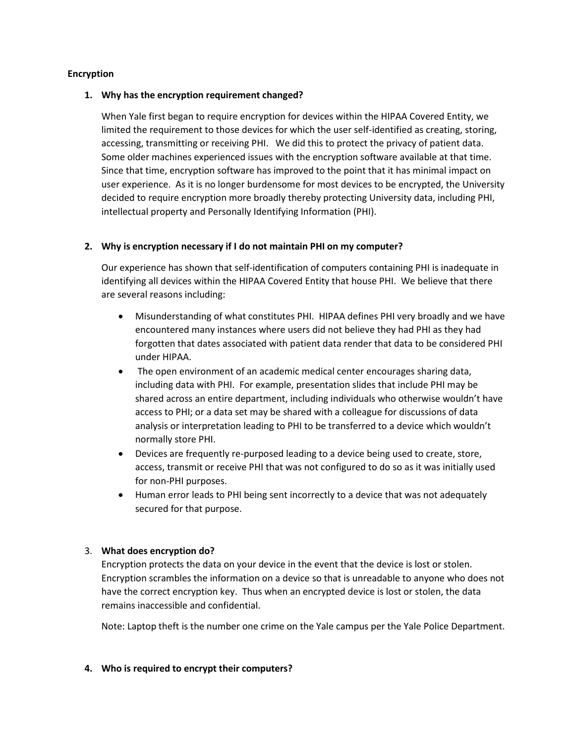**Encryption**

1. **Why has the encryption requirement changed?**

   When Yale first began to require encryption for devices within the HIPAA Covered Entity, we limited the requirement to those devices for which the user self-identified as creating, storing, accessing, transmitting or receiving PHI. We did this to protect the privacy of patient data. Some older machines experienced issues with the encryption software available at that time. Since that time, encryption software has improved to the point that it has minimal impact on user experience. As it is no longer burdensome for most devices to be encrypted, the University decided to require encryption more broadly thereby protecting University data, including PHI, intellectual property and Personally Identifying Information (PHI).

2. **Why is encryption necessary if I do not maintain PHI on my computer?**

   Our experience has shown that self-identification of computers containing PHI is inadequate in identifying all devices within the HIPAA Covered Entity that house PHI. We believe that there are several reasons including:

   - Misunderstanding of what constitutes PHI. HIPAA defines PHI very broadly and we have encountered many instances where users did not believe they had PHI as they had forgotten that dates associated with patient data render that data to be considered PHI under HIPAA.
   - The open environment of an academic medical center encourages sharing data, including data with PHI. For example, presentation slides that include PHI may be shared across an entire department, including individuals who otherwise wouldn't have access to PHI; or a data set may be shared with a colleague for discussions of data analysis or interpretation leading to PHI to be transferred to a device which wouldn't normally store PHI.
   - Devices are frequently re-purposed leading to a device being used to create, store, access, transmit or receive PHI that was not configured to do so as it was initially used for non-PHI purposes.
   - Human error leads to PHI being sent incorrectly to a device that was not adequately secured for that purpose.

3. **What does encryption do?**

   Encryption protects the data on your device in the event that the device is lost or stolen. Encryption scrambles the information on a device so that is unreadable to anyone who does not have the correct encryption key. Thus when an encrypted device is lost or stolen, the data remains inaccessible and confidential.

   Note: Laptop theft is the number one crime on the Yale campus per the Yale Police Department.

4. **Who is required to encrypt their computers?**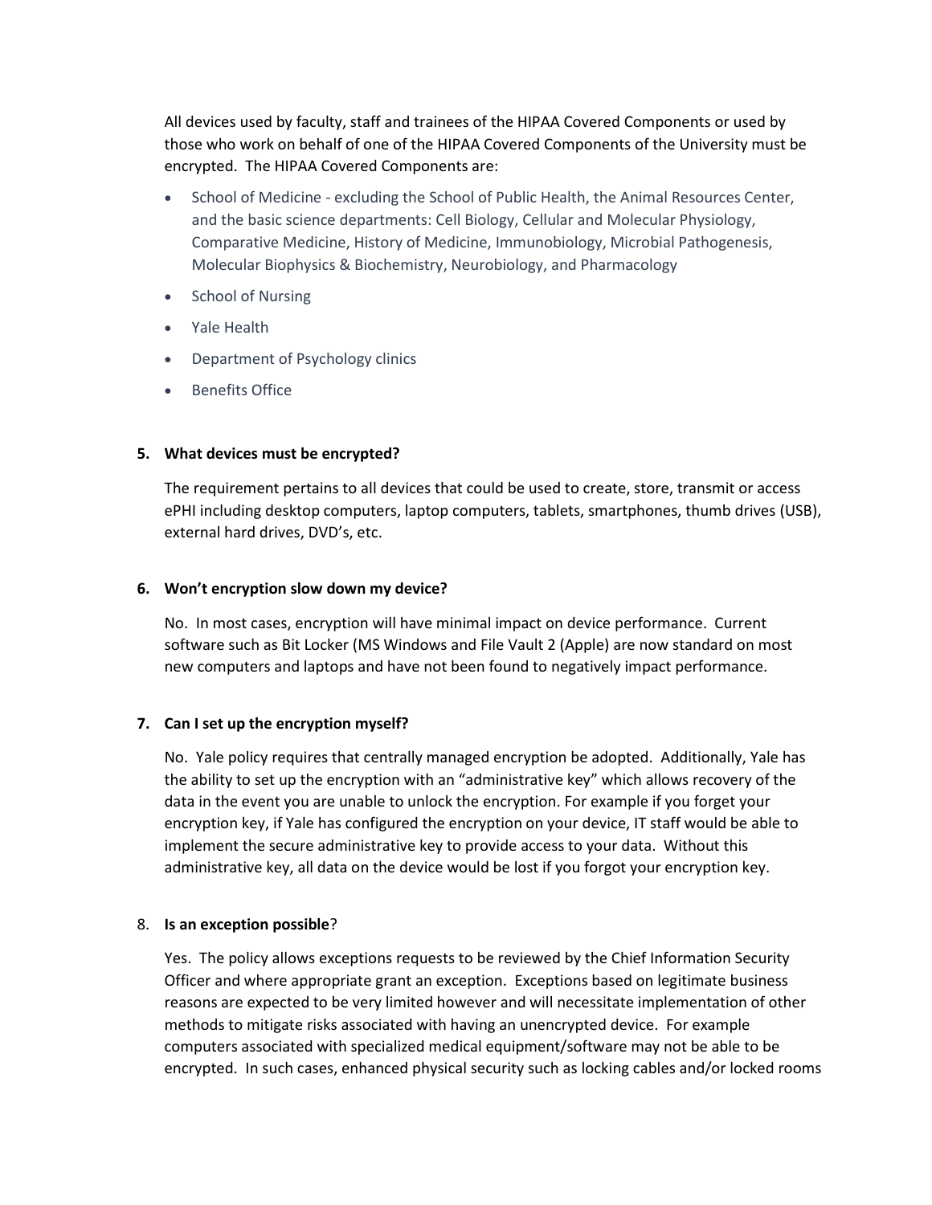All devices used by faculty, staff and trainees of the HIPAA Covered Components or used by those who work on behalf of one of the HIPAA Covered Components of the University must be encrypted. The HIPAA Covered Components are:

- School of Medicine - excluding the School of Public Health, the Animal Resources Center, and the basic science departments: Cell Biology, Cellular and Molecular Physiology, Comparative Medicine, History of Medicine, Immunobiology, Microbial Pathogenesis, Molecular Biophysics & Biochemistry, Neurobiology, and Pharmacology
- School of Nursing
- Yale Health
- Department of Psychology clinics
- Benefits Office

**5. What devices must be encrypted?**

The requirement pertains to all devices that could be used to create, store, transmit or access ePHI including desktop computers, laptop computers, tablets, smartphones, thumb drives (USB), external hard drives, DVD's, etc.

**6. Won't encryption slow down my device?**

No. In most cases, encryption will have minimal impact on device performance. Current software such as Bit Locker (MS Windows and File Vault 2 (Apple) are now standard on most new computers and laptops and have not been found to negatively impact performance.

**7. Can I set up the encryption myself?**

No. Yale policy requires that centrally managed encryption be adopted. Additionally, Yale has the ability to set up the encryption with an "administrative key" which allows recovery of the data in the event you are unable to unlock the encryption. For example if you forget your encryption key, if Yale has configured the encryption on your device, IT staff would be able to implement the secure administrative key to provide access to your data. Without this administrative key, all data on the device would be lost if you forgot your encryption key.

8. **Is an exception possible**?

Yes. The policy allows exceptions requests to be reviewed by the Chief Information Security Officer and where appropriate grant an exception. Exceptions based on legitimate business reasons are expected to be very limited however and will necessitate implementation of other methods to mitigate risks associated with having an unencrypted device. For example computers associated with specialized medical equipment/software may not be able to be encrypted. In such cases, enhanced physical security such as locking cables and/or locked rooms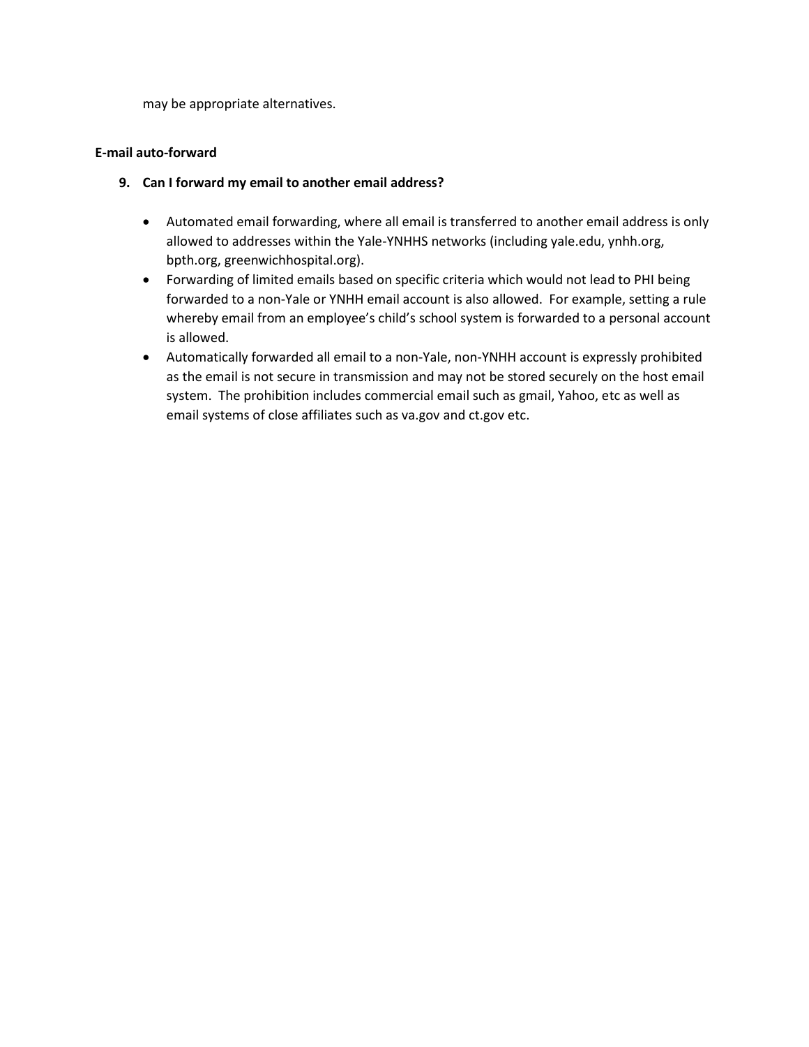may be appropriate alternatives.

**E-mail auto-forward**

9. **Can I forward my email to another email address?**

- Automated email forwarding, where all email is transferred to another email address is only allowed to addresses within the Yale-YNHHS networks (including yale.edu, ynhh.org, bpth.org, greenwichhospital.org).
- Forwarding of limited emails based on specific criteria which would not lead to PHI being forwarded to a non-Yale or YNHH email account is also allowed. For example, setting a rule whereby email from an employee's child's school system is forwarded to a personal account is allowed.
- Automatically forwarded all email to a non-Yale, non-YNHH account is expressly prohibited as the email is not secure in transmission and may not be stored securely on the host email system. The prohibition includes commercial email such as gmail, Yahoo, etc as well as email systems of close affiliates such as va.gov and ct.gov etc.